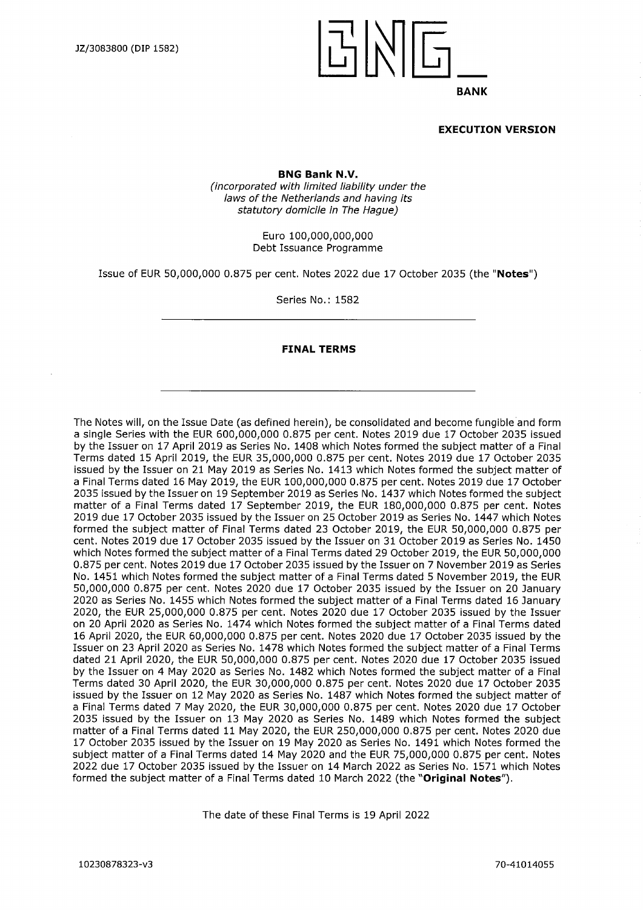JZ/3083800 (DIP 1582)

BNG BANK

**EXECUTION VERSION**

**BNG Bank N.V.**
*(incorporated with limited liability under the laws of the Netherlands and having its statutory domicile in The Hague)*

Euro 100,000,000,000
Debt Issuance Programme

Issue of EUR 50,000,000 0.875 per cent. Notes 2022 due 17 October 2035 (the "**Notes**")

Series No.: 1582

---

**FINAL TERMS**

---

The Notes will, on the Issue Date (as defined herein), be consolidated and become fungible and form a single Series with the EUR 600,000,000 0.875 per cent. Notes 2019 due 17 October 2035 issued by the Issuer on 17 April 2019 as Series No. 1408 which Notes formed the subject matter of a Final Terms dated 15 April 2019, the EUR 35,000,000 0.875 per cent. Notes 2019 due 17 October 2035 issued by the Issuer on 21 May 2019 as Series No. 1413 which Notes formed the subject matter of a Final Terms dated 16 May 2019, the EUR 100,000,000 0.875 per cent. Notes 2019 due 17 October 2035 issued by the Issuer on 19 September 2019 as Series No. 1437 which Notes formed the subject matter of a Final Terms dated 17 September 2019, the EUR 180,000,000 0.875 per cent. Notes 2019 due 17 October 2035 issued by the Issuer on 25 October 2019 as Series No. 1447 which Notes formed the subject matter of Final Terms dated 23 October 2019, the EUR 50,000,000 0.875 per cent. Notes 2019 due 17 October 2035 issued by the Issuer on 31 October 2019 as Series No. 1450 which Notes formed the subject matter of a Final Terms dated 29 October 2019, the EUR 50,000,000 0.875 per cent. Notes 2019 due 17 October 2035 issued by the Issuer on 7 November 2019 as Series No. 1451 which Notes formed the subject matter of a Final Terms dated 5 November 2019, the EUR 50,000,000 0.875 per cent. Notes 2020 due 17 October 2035 issued by the Issuer on 20 January 2020 as Series No. 1455 which Notes formed the subject matter of a Final Terms dated 16 January 2020, the EUR 25,000,000 0.875 per cent. Notes 2020 due 17 October 2035 issued by the Issuer on 20 April 2020 as Series No. 1474 which Notes formed the subject matter of a Final Terms dated 16 April 2020, the EUR 60,000,000 0.875 per cent. Notes 2020 due 17 October 2035 issued by the Issuer on 23 April 2020 as Series No. 1478 which Notes formed the subject matter of a Final Terms dated 21 April 2020, the EUR 50,000,000 0.875 per cent. Notes 2020 due 17 October 2035 issued by the Issuer on 4 May 2020 as Series No. 1482 which Notes formed the subject matter of a Final Terms dated 30 April 2020, the EUR 30,000,000 0.875 per cent. Notes 2020 due 17 October 2035 issued by the Issuer on 12 May 2020 as Series No. 1487 which Notes formed the subject matter of a Final Terms dated 7 May 2020, the EUR 30,000,000 0.875 per cent. Notes 2020 due 17 October 2035 issued by the Issuer on 13 May 2020 as Series No. 1489 which Notes formed the subject matter of a Final Terms dated 11 May 2020, the EUR 250,000,000 0.875 per cent. Notes 2020 due 17 October 2035 issued by the Issuer on 19 May 2020 as Series No. 1491 which Notes formed the subject matter of a Final Terms dated 14 May 2020 and the EUR 75,000,000 0.875 per cent. Notes 2022 due 17 October 2035 issued by the Issuer on 14 March 2022 as Series No. 1571 which Notes formed the subject matter of a Final Terms dated 10 March 2022 (the "**Original Notes**").

The date of these Final Terms is 19 April 2022

10230878323-v3 70-41014055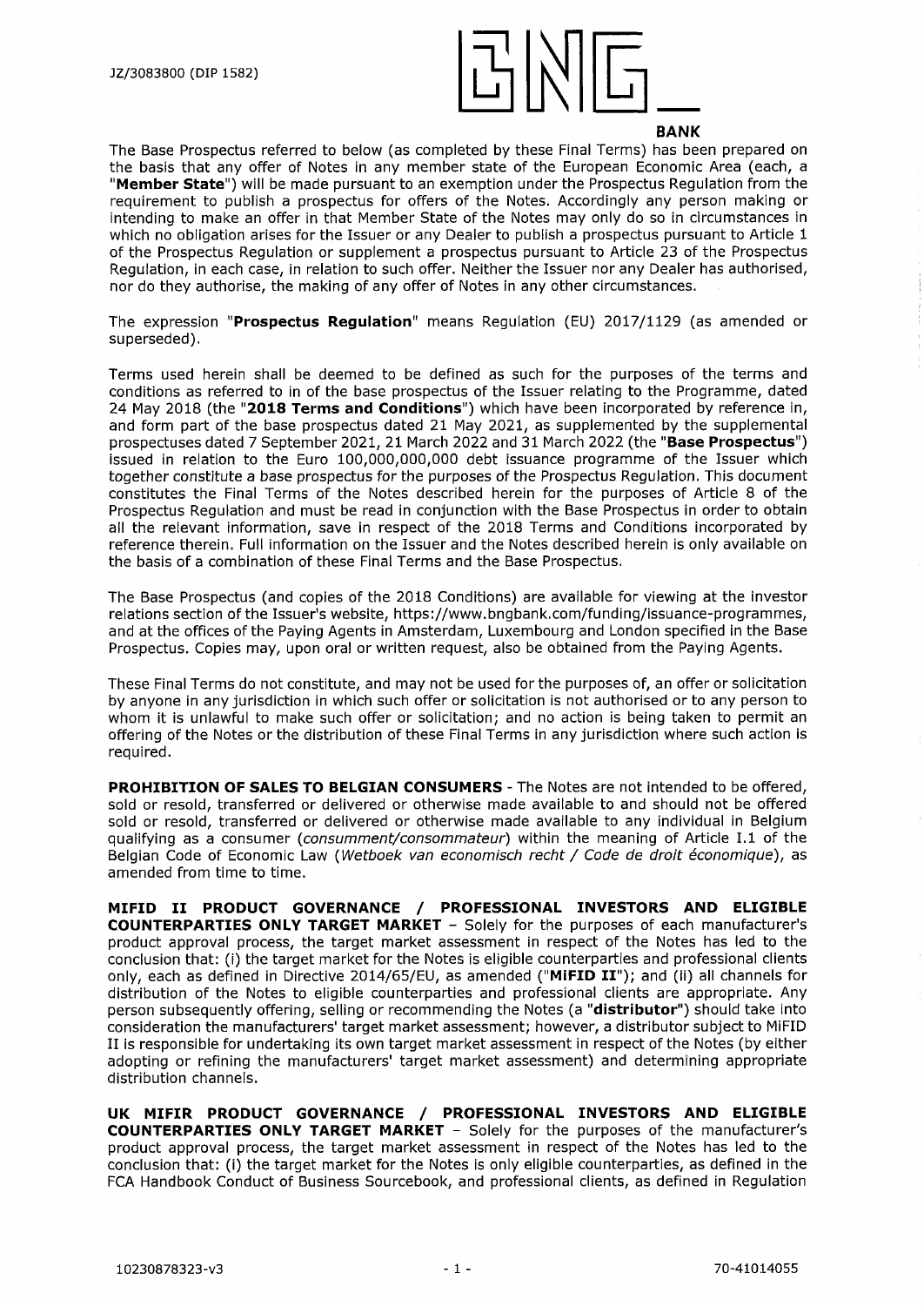JZ/3083800 (DIP 1582)

**BANK**

The Base Prospectus referred to below (as completed by these Final Terms) has been prepared on the basis that any offer of Notes in any member state of the European Economic Area (each, a "**Member State**") will be made pursuant to an exemption under the Prospectus Regulation from the requirement to publish a prospectus for offers of the Notes. Accordingly any person making or intending to make an offer in that Member State of the Notes may only do so in circumstances in which no obligation arises for the Issuer or any Dealer to publish a prospectus pursuant to Article 1 of the Prospectus Regulation or supplement a prospectus pursuant to Article 23 of the Prospectus Regulation, in each case, in relation to such offer. Neither the Issuer nor any Dealer has authorised, nor do they authorise, the making of any offer of Notes in any other circumstances.

The expression "**Prospectus Regulation**" means Regulation (EU) 2017/1129 (as amended or superseded).

Terms used herein shall be deemed to be defined as such for the purposes of the terms and conditions as referred to in of the base prospectus of the Issuer relating to the Programme, dated 24 May 2018 (the "**2018 Terms and Conditions**") which have been incorporated by reference in, and form part of the base prospectus dated 21 May 2021, as supplemented by the supplemental prospectuses dated 7 September 2021, 21 March 2022 and 31 March 2022 (the "**Base Prospectus**") issued in relation to the Euro 100,000,000,000 debt issuance programme of the Issuer which together constitute a base prospectus for the purposes of the Prospectus Regulation. This document constitutes the Final Terms of the Notes described herein for the purposes of Article 8 of the Prospectus Regulation and must be read in conjunction with the Base Prospectus in order to obtain all the relevant information, save in respect of the 2018 Terms and Conditions incorporated by reference therein. Full information on the Issuer and the Notes described herein is only available on the basis of a combination of these Final Terms and the Base Prospectus.

The Base Prospectus (and copies of the 2018 Conditions) are available for viewing at the investor relations section of the Issuer's website, https://www.bngbank.com/funding/issuance-programmes, and at the offices of the Paying Agents in Amsterdam, Luxembourg and London specified in the Base Prospectus. Copies may, upon oral or written request, also be obtained from the Paying Agents.

These Final Terms do not constitute, and may not be used for the purposes of, an offer or solicitation by anyone in any jurisdiction in which such offer or solicitation is not authorised or to any person to whom it is unlawful to make such offer or solicitation; and no action is being taken to permit an offering of the Notes or the distribution of these Final Terms in any jurisdiction where such action is required.

**PROHIBITION OF SALES TO BELGIAN CONSUMERS** - The Notes are not intended to be offered, sold or resold, transferred or delivered or otherwise made available to and should not be offered sold or resold, transferred or delivered or otherwise made available to any individual in Belgium qualifying as a consumer (*consumment/consommateur*) within the meaning of Article I.1 of the Belgian Code of Economic Law (*Wetboek van economisch recht / Code de droit économique*), as amended from time to time.

**MIFID II PRODUCT GOVERNANCE / PROFESSIONAL INVESTORS AND ELIGIBLE COUNTERPARTIES ONLY TARGET MARKET** – Solely for the purposes of each manufacturer's product approval process, the target market assessment in respect of the Notes has led to the conclusion that: (i) the target market for the Notes is eligible counterparties and professional clients only, each as defined in Directive 2014/65/EU, as amended ("**MiFID II**"); and (ii) all channels for distribution of the Notes to eligible counterparties and professional clients are appropriate. Any person subsequently offering, selling or recommending the Notes (a "**distributor**") should take into consideration the manufacturers' target market assessment; however, a distributor subject to MiFID II is responsible for undertaking its own target market assessment in respect of the Notes (by either adopting or refining the manufacturers' target market assessment) and determining appropriate distribution channels.

**UK MIFIR PRODUCT GOVERNANCE / PROFESSIONAL INVESTORS AND ELIGIBLE COUNTERPARTIES ONLY TARGET MARKET** – Solely for the purposes of the manufacturer's product approval process, the target market assessment in respect of the Notes has led to the conclusion that: (i) the target market for the Notes is only eligible counterparties, as defined in the FCA Handbook Conduct of Business Sourcebook, and professional clients, as defined in Regulation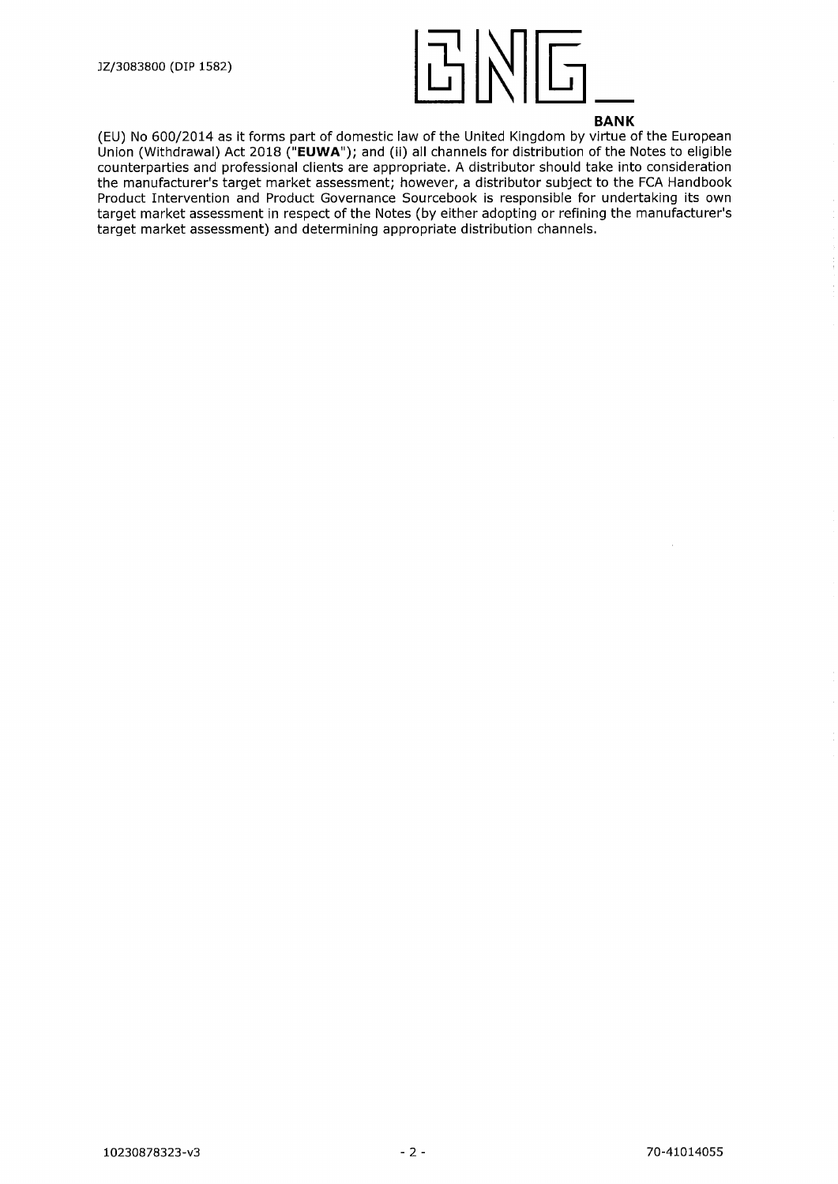(EU) No 600/2014 as it forms part of domestic law of the United Kingdom by virtue of the European Union (Withdrawal) Act 2018 ("**EUWA**"); and (ii) all channels for distribution of the Notes to eligible counterparties and professional clients are appropriate. A distributor should take into consideration the manufacturer's target market assessment; however, a distributor subject to the FCA Handbook Product Intervention and Product Governance Sourcebook is responsible for undertaking its own target market assessment in respect of the Notes (by either adopting or refining the manufacturer's target market assessment) and determining appropriate distribution channels.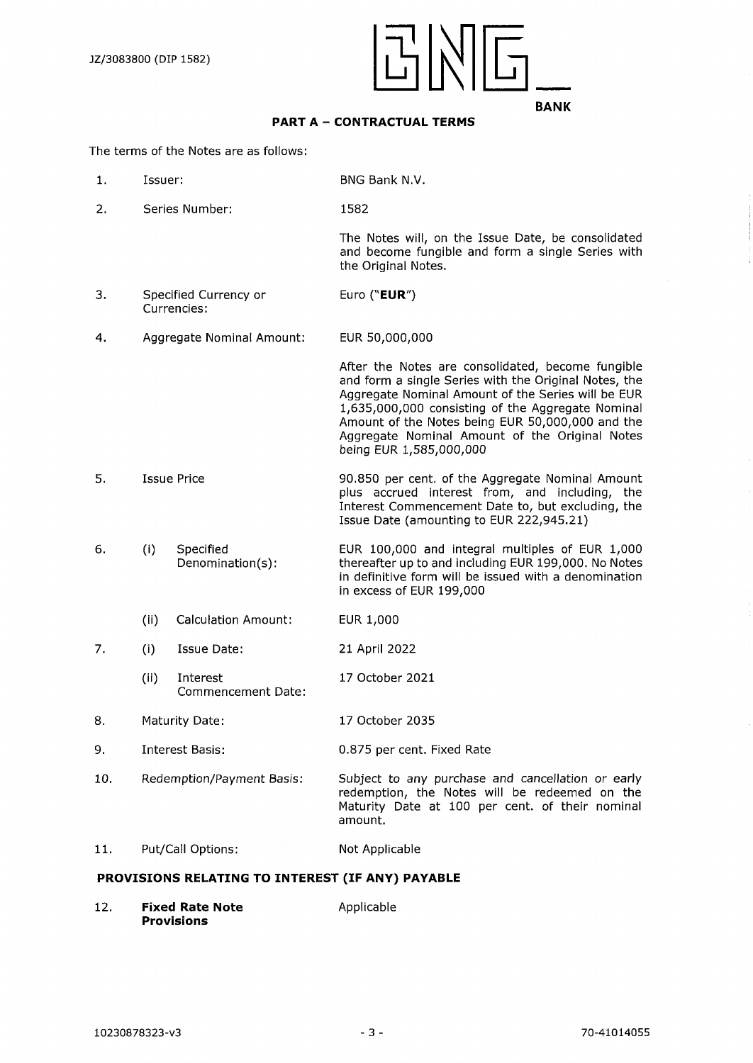## PART A – CONTRACTUAL TERMS

The terms of the Notes are as follows:

| | | |
|---|---|---|
| 1. | Issuer: | BNG Bank N.V. |
| 2. | Series Number: | 1582<br><br>The Notes will, on the Issue Date, be consolidated and become fungible and form a single Series with the Original Notes. |
| 3. | Specified Currency or Currencies: | Euro ("**EUR**") |
| 4. | Aggregate Nominal Amount: | EUR 50,000,000<br><br>After the Notes are consolidated, become fungible and form a single Series with the Original Notes, the Aggregate Nominal Amount of the Series will be EUR 1,635,000,000 consisting of the Aggregate Nominal Amount of the Notes being EUR 50,000,000 and the Aggregate Nominal Amount of the Original Notes being EUR 1,585,000,000 |
| 5. | Issue Price | 90.850 per cent. of the Aggregate Nominal Amount plus accrued interest from, and including, the Interest Commencement Date to, but excluding, the Issue Date (amounting to EUR 222,945.21) |
| 6. | (i) Specified Denomination(s): | EUR 100,000 and integral multiples of EUR 1,000 thereafter up to and including EUR 199,000. No Notes in definitive form will be issued with a denomination in excess of EUR 199,000 |
| | (ii) Calculation Amount: | EUR 1,000 |
| 7. | (i) Issue Date: | 21 April 2022 |
| | (ii) Interest Commencement Date: | 17 October 2021 |
| 8. | Maturity Date: | 17 October 2035 |
| 9. | Interest Basis: | 0.875 per cent. Fixed Rate |
| 10. | Redemption/Payment Basis: | Subject to any purchase and cancellation or early redemption, the Notes will be redeemed on the Maturity Date at 100 per cent. of their nominal amount. |
| 11. | Put/Call Options: | Not Applicable |

### PROVISIONS RELATING TO INTEREST (IF ANY) PAYABLE

| | | |
|---|---|---|
| 12. | **Fixed Rate Note Provisions** | Applicable |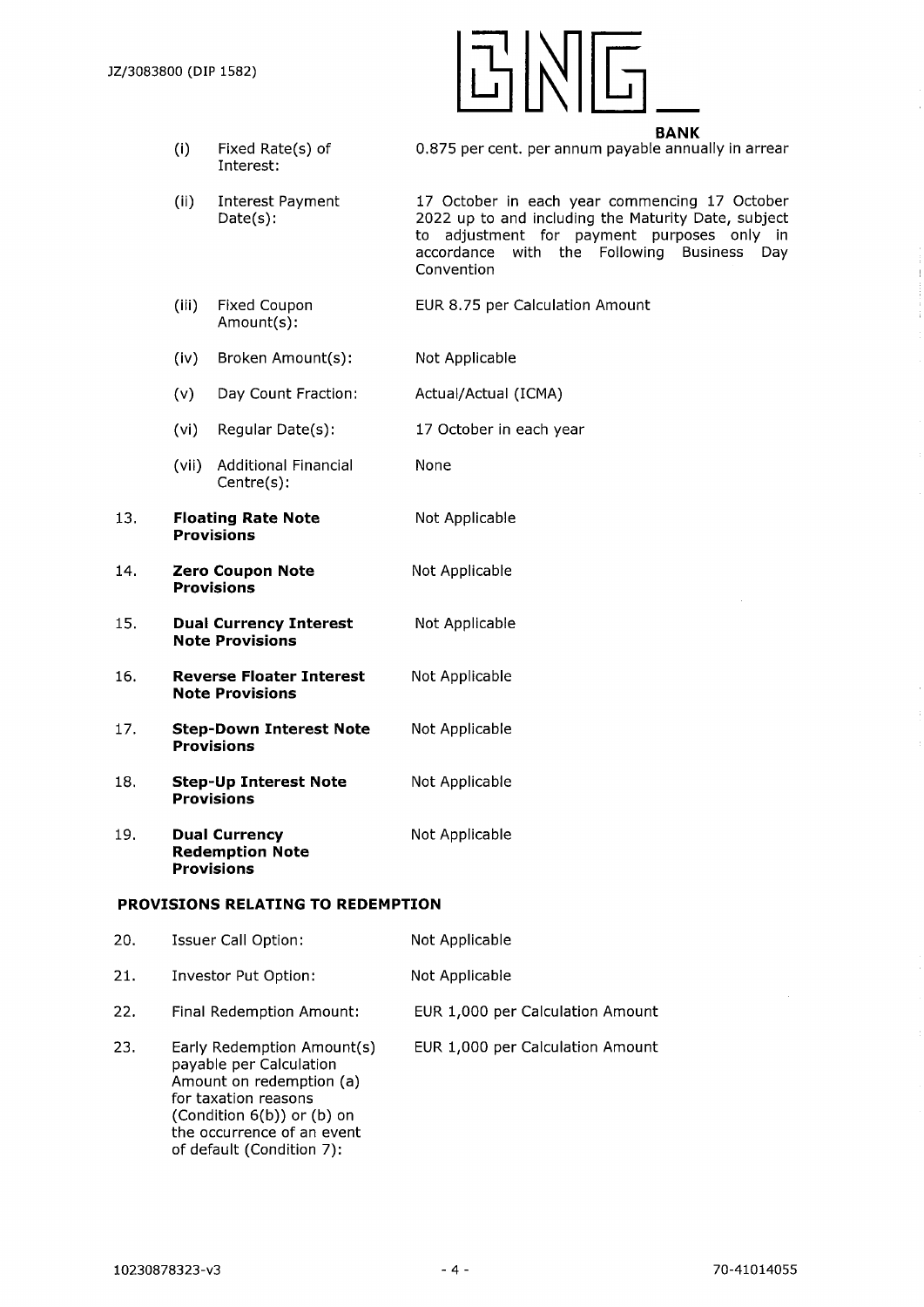| | | |
|---|---|---|
| (i) | Fixed Rate(s) of Interest: | 0.875 per cent. per annum payable annually in arrear |
| (ii) | Interest Payment Date(s): | 17 October in each year commencing 17 October 2022 up to and including the Maturity Date, subject to adjustment for payment purposes only in accordance with the Following Business Day Convention |
| (iii) | Fixed Coupon Amount(s): | EUR 8.75 per Calculation Amount |
| (iv) | Broken Amount(s): | Not Applicable |
| (v) | Day Count Fraction: | Actual/Actual (ICMA) |
| (vi) | Regular Date(s): | 17 October in each year |
| (vii) | Additional Financial Centre(s): | None |

| | | |
|---|---|---|
| 13. | **Floating Rate Note Provisions** | Not Applicable |
| 14. | **Zero Coupon Note Provisions** | Not Applicable |
| 15. | **Dual Currency Interest Note Provisions** | Not Applicable |
| 16. | **Reverse Floater Interest Note Provisions** | Not Applicable |
| 17. | **Step-Down Interest Note Provisions** | Not Applicable |
| 18. | **Step-Up Interest Note Provisions** | Not Applicable |
| 19. | **Dual Currency Redemption Note Provisions** | Not Applicable |

**PROVISIONS RELATING TO REDEMPTION**

| | | |
|---|---|---|
| 20. | Issuer Call Option: | Not Applicable |
| 21. | Investor Put Option: | Not Applicable |
| 22. | Final Redemption Amount: | EUR 1,000 per Calculation Amount |
| 23. | Early Redemption Amount(s) payable per Calculation Amount on redemption (a) for taxation reasons (Condition 6(b)) or (b) on the occurrence of an event of default (Condition 7): | EUR 1,000 per Calculation Amount |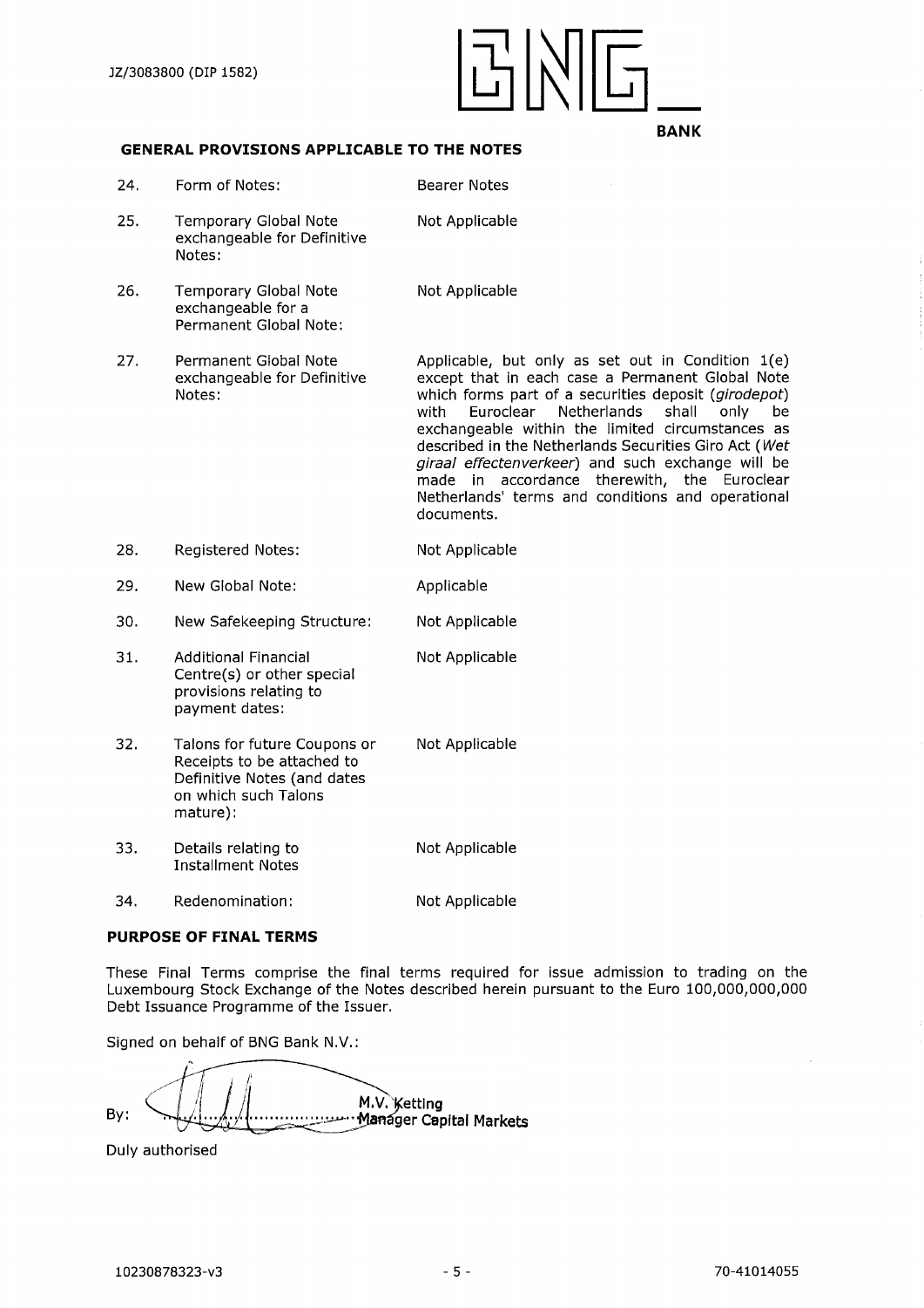## GENERAL PROVISIONS APPLICABLE TO THE NOTES

| | | |
|---|---|---|
| 24. | Form of Notes: | Bearer Notes |
| 25. | Temporary Global Note exchangeable for Definitive Notes: | Not Applicable |
| 26. | Temporary Global Note exchangeable for a Permanent Global Note: | Not Applicable |
| 27. | Permanent Global Note exchangeable for Definitive Notes: | Applicable, but only as set out in Condition 1(e) except that in each case a Permanent Global Note which forms part of a securities deposit (*girodepot*) with Euroclear Netherlands shall only be exchangeable within the limited circumstances as described in the Netherlands Securities Giro Act (*Wet giraal effectenverkeer*) and such exchange will be made in accordance therewith, the Euroclear Netherlands' terms and conditions and operational documents. |
| 28. | Registered Notes: | Not Applicable |
| 29. | New Global Note: | Applicable |
| 30. | New Safekeeping Structure: | Not Applicable |
| 31. | Additional Financial Centre(s) or other special provisions relating to payment dates: | Not Applicable |
| 32. | Talons for future Coupons or Receipts to be attached to Definitive Notes (and dates on which such Talons mature): | Not Applicable |
| 33. | Details relating to Installment Notes | Not Applicable |
| 34. | Redenomination: | Not Applicable |

## PURPOSE OF FINAL TERMS

These Final Terms comprise the final terms required for issue admission to trading on the Luxembourg Stock Exchange of the Notes described herein pursuant to the Euro 100,000,000,000 Debt Issuance Programme of the Issuer.

Signed on behalf of BNG Bank N.V.:

By: ............................................ M.V. Ketting
Manager Capital Markets

Duly authorised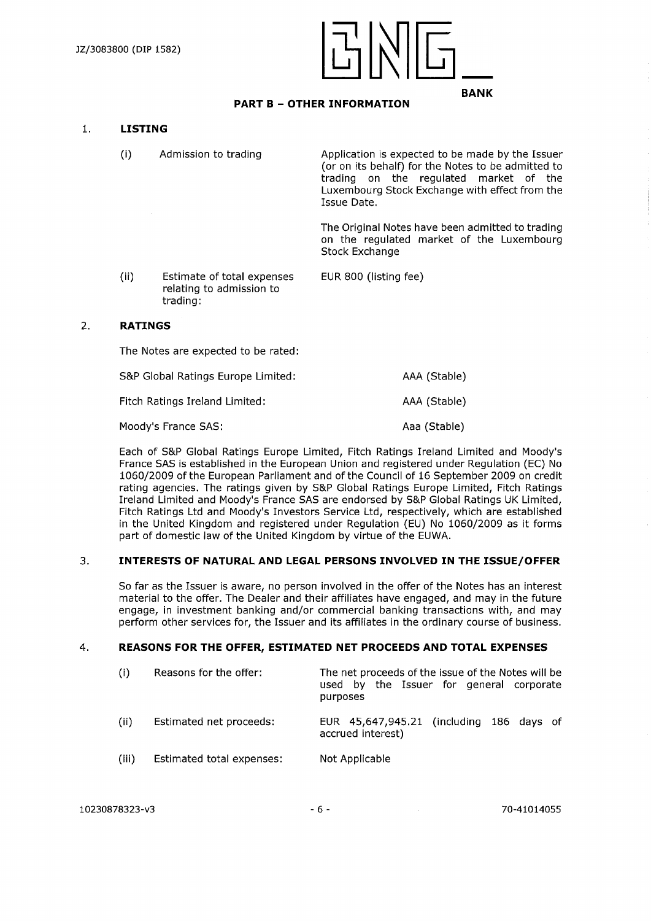## PART B – OTHER INFORMATION

### 1. LISTING

| | | |
|---|---|---|
| (i) | Admission to trading | Application is expected to be made by the Issuer (or on its behalf) for the Notes to be admitted to trading on the regulated market of the Luxembourg Stock Exchange with effect from the Issue Date.<br><br>The Original Notes have been admitted to trading on the regulated market of the Luxembourg Stock Exchange |
| (ii) | Estimate of total expenses relating to admission to trading: | EUR 800 (listing fee) |

### 2. RATINGS

The Notes are expected to be rated:

| | |
|---|---|
| S&P Global Ratings Europe Limited: | AAA (Stable) |
| Fitch Ratings Ireland Limited: | AAA (Stable) |
| Moody's France SAS: | Aaa (Stable) |

Each of S&P Global Ratings Europe Limited, Fitch Ratings Ireland Limited and Moody's France SAS is established in the European Union and registered under Regulation (EC) No 1060/2009 of the European Parliament and of the Council of 16 September 2009 on credit rating agencies. The ratings given by S&P Global Ratings Europe Limited, Fitch Ratings Ireland Limited and Moody's France SAS are endorsed by S&P Global Ratings UK Limited, Fitch Ratings Ltd and Moody's Investors Service Ltd, respectively, which are established in the United Kingdom and registered under Regulation (EU) No 1060/2009 as it forms part of domestic law of the United Kingdom by virtue of the EUWA.

### 3. INTERESTS OF NATURAL AND LEGAL PERSONS INVOLVED IN THE ISSUE/OFFER

So far as the Issuer is aware, no person involved in the offer of the Notes has an interest material to the offer. The Dealer and their affiliates have engaged, and may in the future engage, in investment banking and/or commercial banking transactions with, and may perform other services for, the Issuer and its affiliates in the ordinary course of business.

### 4. REASONS FOR THE OFFER, ESTIMATED NET PROCEEDS AND TOTAL EXPENSES

| | | |
|---|---|---|
| (i) | Reasons for the offer: | The net proceeds of the issue of the Notes will be used by the Issuer for general corporate purposes |
| (ii) | Estimated net proceeds: | EUR 45,647,945.21 (including 186 days of accrued interest) |
| (iii) | Estimated total expenses: | Not Applicable |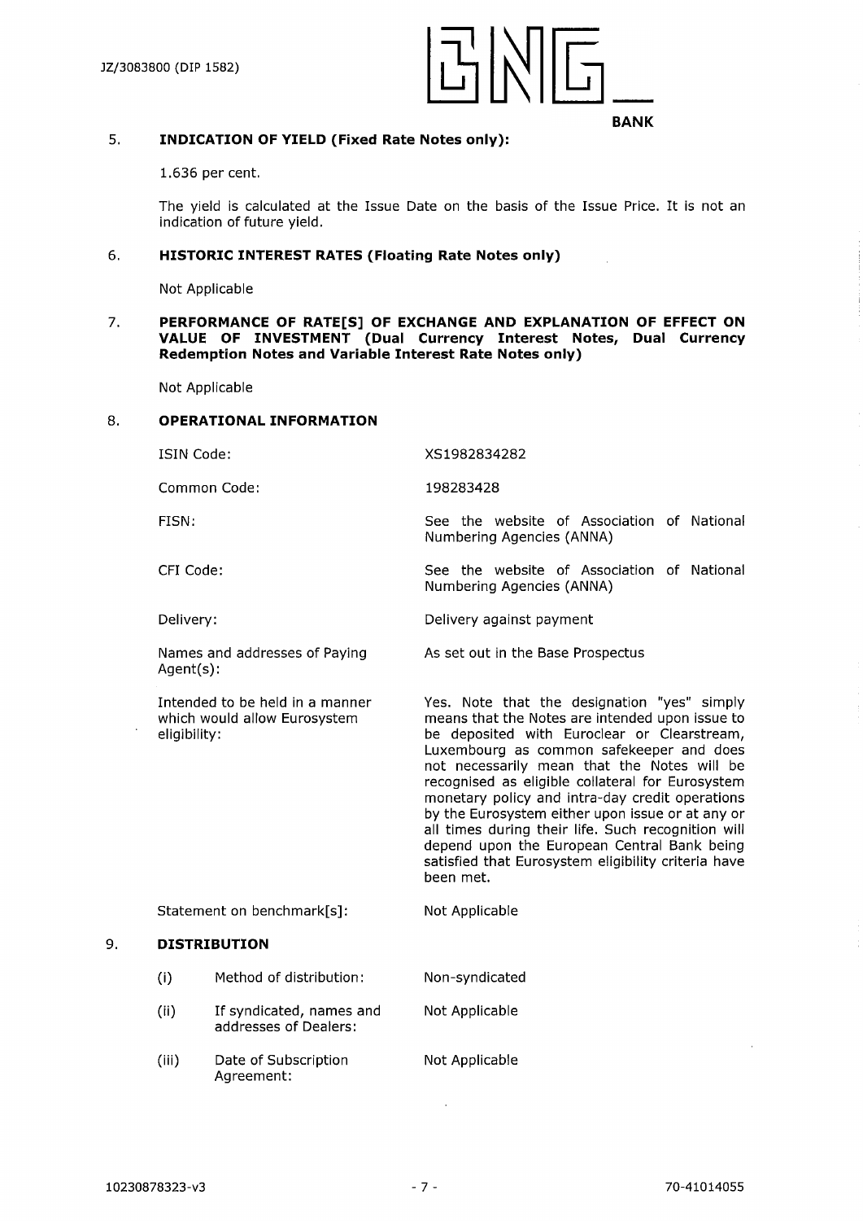## 5. INDICATION OF YIELD (Fixed Rate Notes only):

1.636 per cent.

The yield is calculated at the Issue Date on the basis of the Issue Price. It is not an indication of future yield.

## 6. HISTORIC INTEREST RATES (Floating Rate Notes only)

Not Applicable

## 7. PERFORMANCE OF RATE[S] OF EXCHANGE AND EXPLANATION OF EFFECT ON VALUE OF INVESTMENT (Dual Currency Interest Notes, Dual Currency Redemption Notes and Variable Interest Rate Notes only)

Not Applicable

## 8. OPERATIONAL INFORMATION

| | |
|---|---|
| ISIN Code: | XS1982834282 |
| Common Code: | 198283428 |
| FISN: | See the website of Association of National Numbering Agencies (ANNA) |
| CFI Code: | See the website of Association of National Numbering Agencies (ANNA) |
| Delivery: | Delivery against payment |
| Names and addresses of Paying Agent(s): | As set out in the Base Prospectus |
| Intended to be held in a manner which would allow Eurosystem eligibility: | Yes. Note that the designation "yes" simply means that the Notes are intended upon issue to be deposited with Euroclear or Clearstream, Luxembourg as common safekeeper and does not necessarily mean that the Notes will be recognised as eligible collateral for Eurosystem monetary policy and intra-day credit operations by the Eurosystem either upon issue or at any or all times during their life. Such recognition will depend upon the European Central Bank being satisfied that Eurosystem eligibility criteria have been met. |
| Statement on benchmark[s]: | Not Applicable |

## 9. DISTRIBUTION

| | | |
|---|---|---|
| (i) | Method of distribution: | Non-syndicated |
| (ii) | If syndicated, names and addresses of Dealers: | Not Applicable |
| (iii) | Date of Subscription Agreement: | Not Applicable |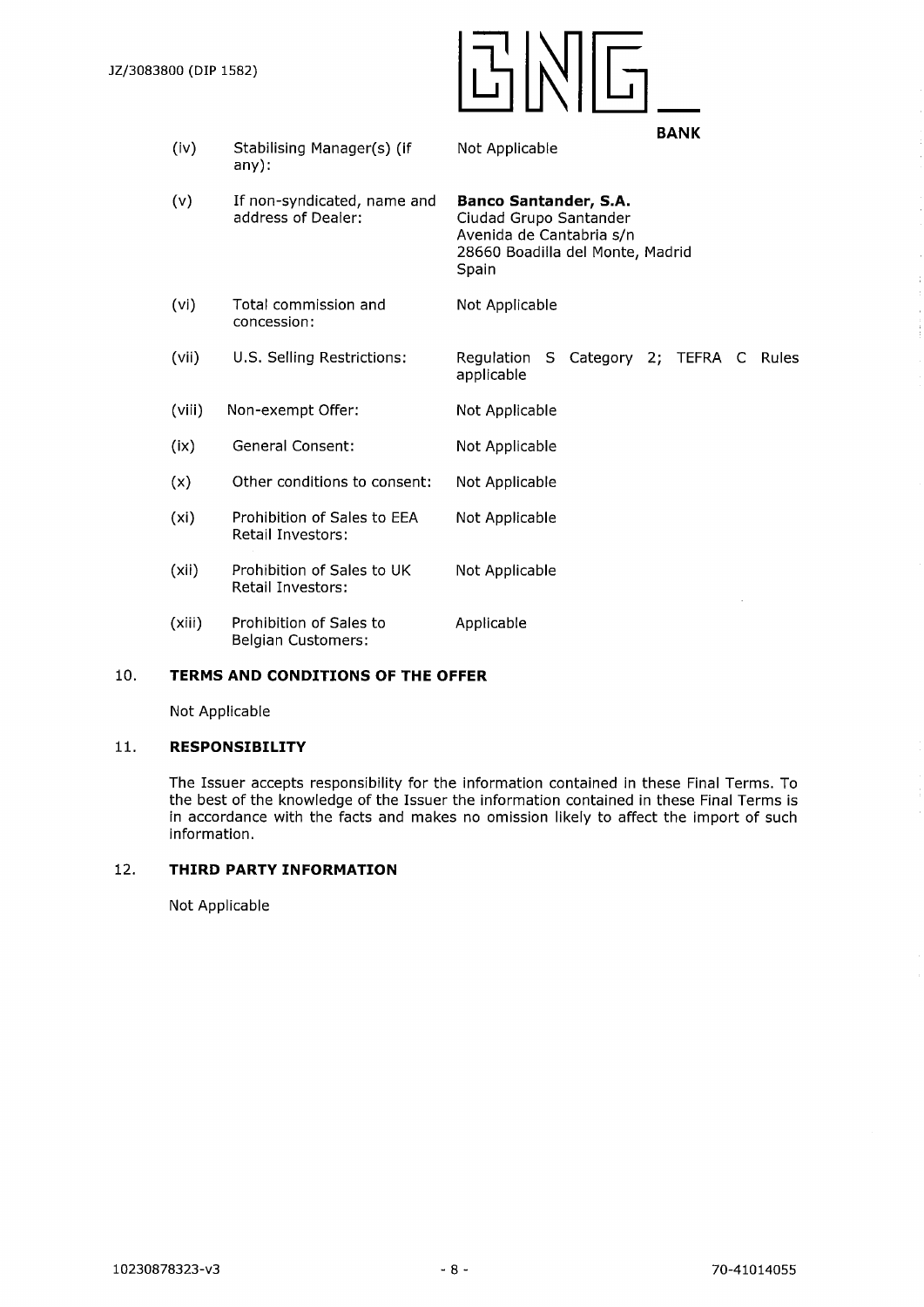| | | |
|---|---|---|
| (iv) | Stabilising Manager(s) (if any): | Not Applicable |
| (v) | If non-syndicated, name and address of Dealer: | **Banco Santander, S.A.** Ciudad Grupo Santander Avenida de Cantabria s/n 28660 Boadilla del Monte, Madrid Spain |
| (vi) | Total commission and concession: | Not Applicable |
| (vii) | U.S. Selling Restrictions: | Regulation S Category 2; TEFRA C Rules applicable |
| (viii) | Non-exempt Offer: | Not Applicable |
| (ix) | General Consent: | Not Applicable |
| (x) | Other conditions to consent: | Not Applicable |
| (xi) | Prohibition of Sales to EEA Retail Investors: | Not Applicable |
| (xii) | Prohibition of Sales to UK Retail Investors: | Not Applicable |
| (xiii) | Prohibition of Sales to Belgian Customers: | Applicable |

## 10. TERMS AND CONDITIONS OF THE OFFER

Not Applicable

## 11. RESPONSIBILITY

The Issuer accepts responsibility for the information contained in these Final Terms. To the best of the knowledge of the Issuer the information contained in these Final Terms is in accordance with the facts and makes no omission likely to affect the import of such information.

## 12. THIRD PARTY INFORMATION

Not Applicable